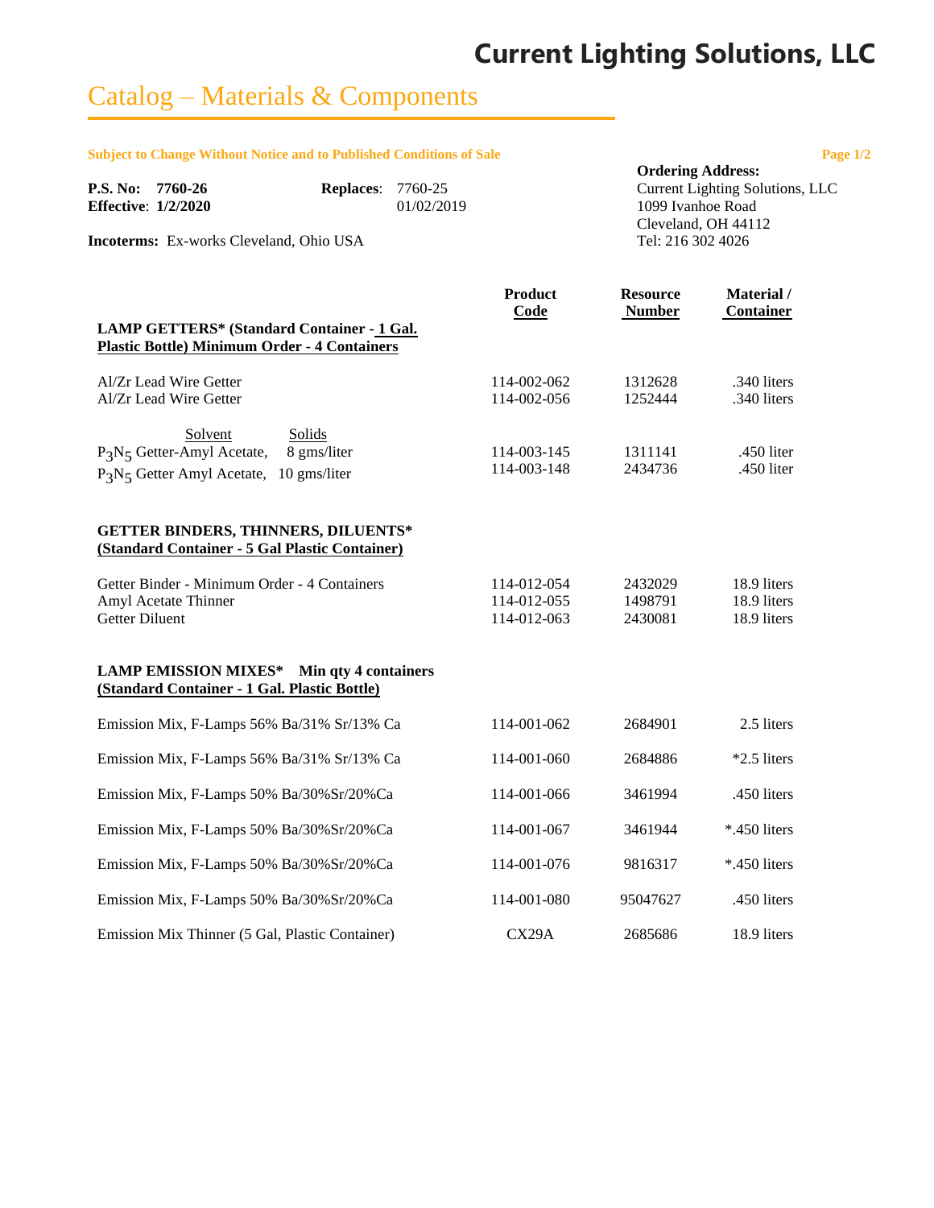# Current Lighting Solutions, LLC

## Catalog – Materials & Components

**Subject to Change Without Notice and to Published Conditions of Sale**

**P.S. No: 7760-26** **Replaces**: 7760-25
**Effective**: **1/2/2020** 01/02/2019

**Incoterms:** Ex-works Cleveland, Ohio USA

**Ordering Address:**
Current Lighting Solutions, LLC
1099 Ivanhoe Road
Cleveland, OH 44112
Tel: 216 302 4026

| | Product Code | Resource Number | Material / Container |
|---|---|---|---|
| **LAMP GETTERS* (Standard Container - 1 Gal. Plastic Bottle) Minimum Order - 4 Containers** | | | |
| Al/Zr Lead Wire Getter | 114-002-062 | 1312628 | .340 liters |
| Al/Zr Lead Wire Getter | 114-002-056 | 1252444 | .340 liters |
| Solvent / Solids | | | |
| $P_3N_5$ Getter-Amyl Acetate, 8 gms/liter | 114-003-145 | 1311141 | .450 liter |
| $P_3N_5$ Getter Amyl Acetate, 10 gms/liter | 114-003-148 | 2434736 | .450 liter |
| **GETTER BINDERS, THINNERS, DILUENTS* (Standard Container - 5 Gal Plastic Container)** | | | |
| Getter Binder - Minimum Order - 4 Containers | 114-012-054 | 2432029 | 18.9 liters |
| Amyl Acetate Thinner | 114-012-055 | 1498791 | 18.9 liters |
| Getter Diluent | 114-012-063 | 2430081 | 18.9 liters |
| **LAMP EMISSION MIXES* Min qty 4 containers (Standard Container - 1 Gal. Plastic Bottle)** | | | |
| Emission Mix, F-Lamps 56% Ba/31% Sr/13% Ca | 114-001-062 | 2684901 | 2.5 liters |
| Emission Mix, F-Lamps 56% Ba/31% Sr/13% Ca | 114-001-060 | 2684886 | *2.5 liters |
| Emission Mix, F-Lamps 50% Ba/30%Sr/20%Ca | 114-001-066 | 3461994 | .450 liters |
| Emission Mix, F-Lamps 50% Ba/30%Sr/20%Ca | 114-001-067 | 3461944 | *.450 liters |
| Emission Mix, F-Lamps 50% Ba/30%Sr/20%Ca | 114-001-076 | 9816317 | *.450 liters |
| Emission Mix, F-Lamps 50% Ba/30%Sr/20%Ca | 114-001-080 | 95047627 | .450 liters |
| Emission Mix Thinner (5 Gal, Plastic Container) | CX29A | 2685686 | 18.9 liters |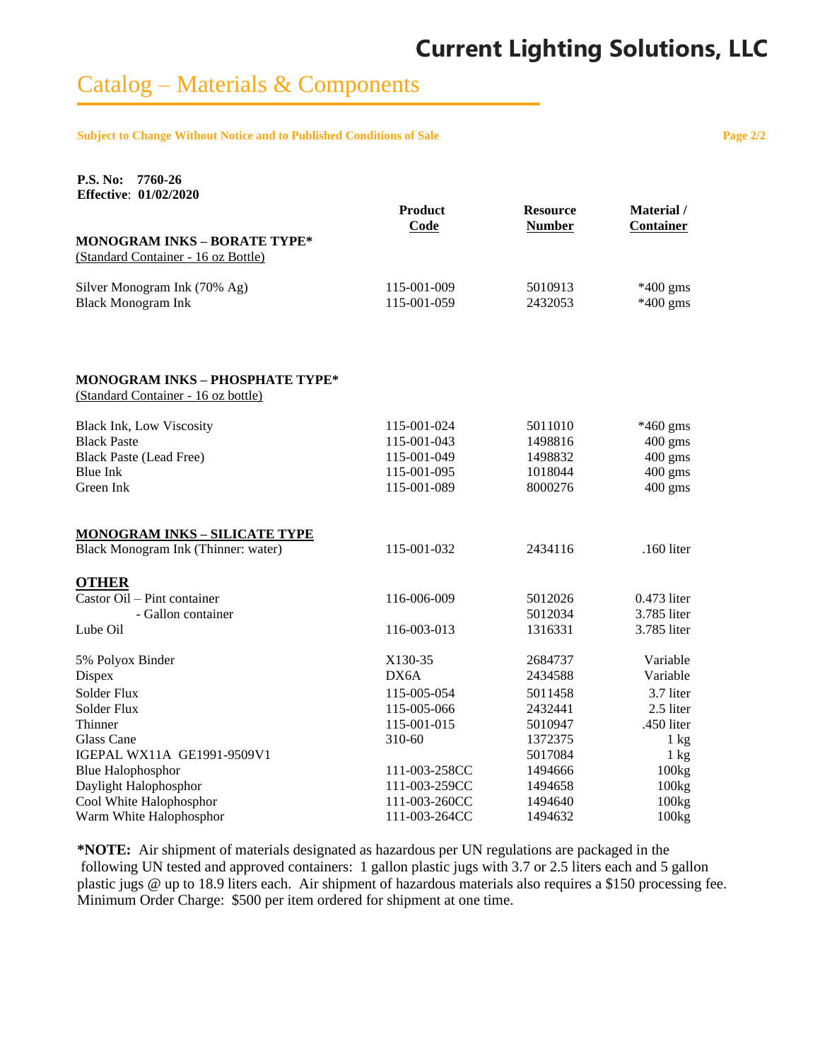# Current Lighting Solutions, LLC

## Catalog – Materials & Components

**Subject to Change Without Notice and to Published Conditions of Sale**

**P.S. No: 7760-26**
**Effective: 01/02/2020**

| | Product Code | Resource Number | Material / Container |
|---|---|---|---|
| **MONOGRAM INKS – BORATE TYPE*** | | | |
| (Standard Container - 16 oz Bottle) | | | |
| Silver Monogram Ink (70% Ag) | 115-001-009 | 5010913 | *400 gms |
| Black Monogram Ink | 115-001-059 | 2432053 | *400 gms |
| **MONOGRAM INKS – PHOSPHATE TYPE*** | | | |
| (Standard Container - 16 oz bottle) | | | |
| Black Ink, Low Viscosity | 115-001-024 | 5011010 | *460 gms |
| Black Paste | 115-001-043 | 1498816 | 400 gms |
| Black Paste (Lead Free) | 115-001-049 | 1498832 | 400 gms |
| Blue Ink | 115-001-095 | 1018044 | 400 gms |
| Green Ink | 115-001-089 | 8000276 | 400 gms |
| **MONOGRAM INKS – SILICATE TYPE** | | | |
| Black Monogram Ink (Thinner: water) | 115-001-032 | 2434116 | .160 liter |
| **OTHER** | | | |
| Castor Oil – Pint container | 116-006-009 | 5012026 | 0.473 liter |
| - Gallon container | | 5012034 | 3.785 liter |
| Lube Oil | 116-003-013 | 1316331 | 3.785 liter |
| 5% Polyox Binder | X130-35 | 2684737 | Variable |
| Dispex | DX6A | 2434588 | Variable |
| Solder Flux | 115-005-054 | 5011458 | 3.7 liter |
| Solder Flux | 115-005-066 | 2432441 | 2.5 liter |
| Thinner | 115-001-015 | 5010947 | .450 liter |
| Glass Cane | 310-60 | 1372375 | 1 kg |
| IGEPAL WX11A GE1991-9509V1 | | 5017084 | 1 kg |
| Blue Halophosphor | 111-003-258CC | 1494666 | 100kg |
| Daylight Halophosphor | 111-003-259CC | 1494658 | 100kg |
| Cool White Halophosphor | 111-003-260CC | 1494640 | 100kg |
| Warm White Halophosphor | 111-003-264CC | 1494632 | 100kg |

***NOTE:** Air shipment of materials designated as hazardous per UN regulations are packaged in the following UN tested and approved containers: 1 gallon plastic jugs with 3.7 or 2.5 liters each and 5 gallon plastic jugs @ up to 18.9 liters each. Air shipment of hazardous materials also requires a $150 processing fee. Minimum Order Charge: $500 per item ordered for shipment at one time.